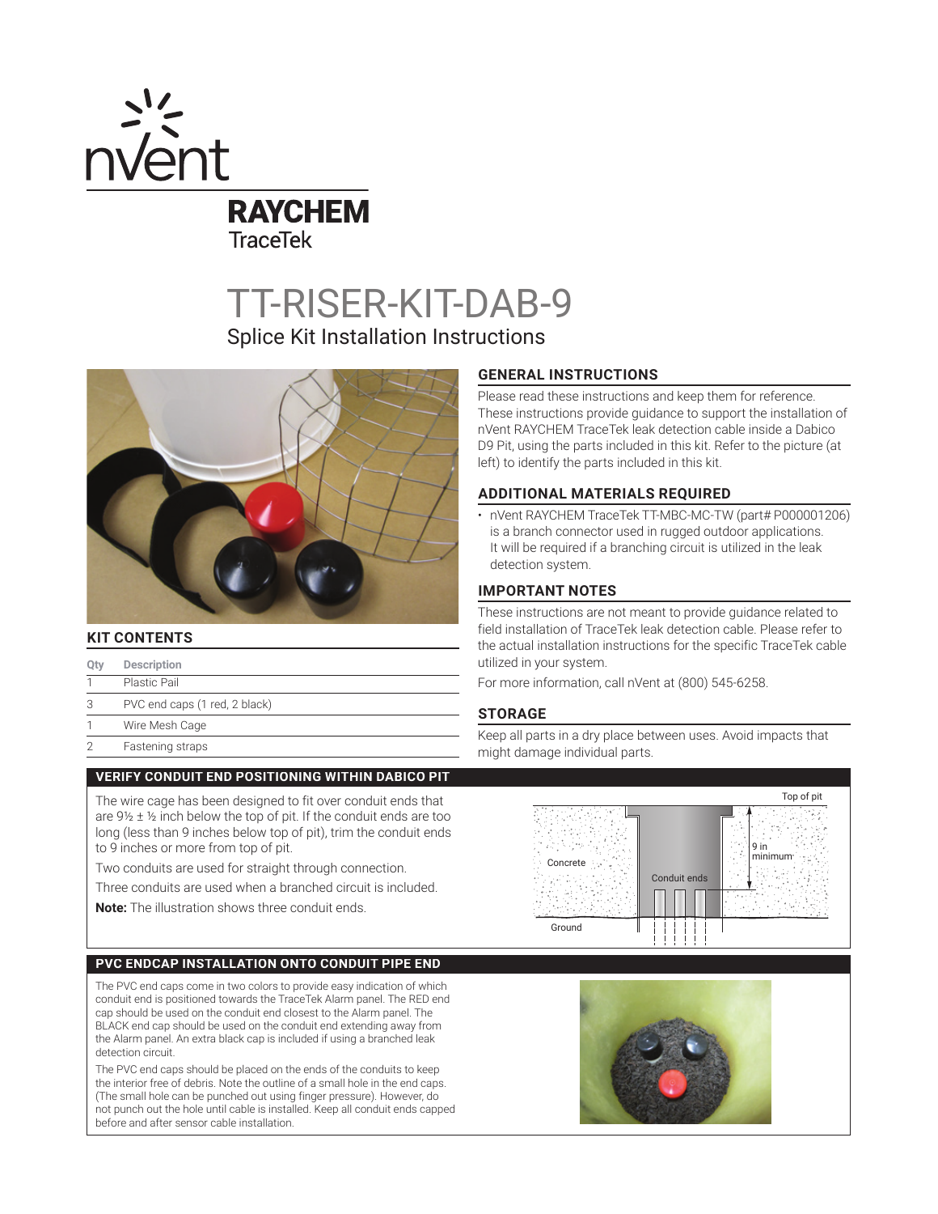nVent RAYCHEM TraceTek

# TT-RISER-KIT-DAB-9

## Splice Kit Installation Instructions

### KIT CONTENTS

| Qty | Description |
| --- | --- |
| 1 | Plastic Pail |
| 3 | PVC end caps (1 red, 2 black) |
| 1 | Wire Mesh Cage |
| 2 | Fastening straps |

### GENERAL INSTRUCTIONS

Please read these instructions and keep them for reference. These instructions provide guidance to support the installation of nVent RAYCHEM TraceTek leak detection cable inside a Dabico D9 Pit, using the parts included in this kit. Refer to the picture (at left) to identify the parts included in this kit.

### ADDITIONAL MATERIALS REQUIRED

- nVent RAYCHEM TraceTek TT-MBC-MC-TW (part# P000001206) is a branch connector used in rugged outdoor applications. It will be required if a branching circuit is utilized in the leak detection system.

### IMPORTANT NOTES

These instructions are not meant to provide guidance related to field installation of TraceTek leak detection cable. Please refer to the actual installation instructions for the specific TraceTek cable utilized in your system.

For more information, call nVent at (800) 545-6258.

### STORAGE

Keep all parts in a dry place between uses. Avoid impacts that might damage individual parts.

### VERIFY CONDUIT END POSITIONING WITHIN DABICO PIT

The wire cage has been designed to fit over conduit ends that are 9½ ± ½ inch below the top of pit. If the conduit ends are too long (less than 9 inches below top of pit), trim the conduit ends to 9 inches or more from top of pit.

Two conduits are used for straight through connection.

Three conduits are used when a branched circuit is included.

**Note:** The illustration shows three conduit ends.

Top of pit

9 in minimum

Concrete

Conduit ends

Ground

### PVC ENDCAP INSTALLATION ONTO CONDUIT PIPE END

The PVC end caps come in two colors to provide easy indication of which conduit end is positioned towards the TraceTek Alarm panel. The RED end cap should be used on the conduit end closest to the Alarm panel. The BLACK end cap should be used on the conduit end extending away from the Alarm panel. An extra black cap is included if using a branched leak detection circuit.

The PVC end caps should be placed on the ends of the conduits to keep the interior free of debris. Note the outline of a small hole in the end caps. (The small hole can be punched out using finger pressure). However, do not punch out the hole until cable is installed. Keep all conduit ends capped before and after sensor cable installation.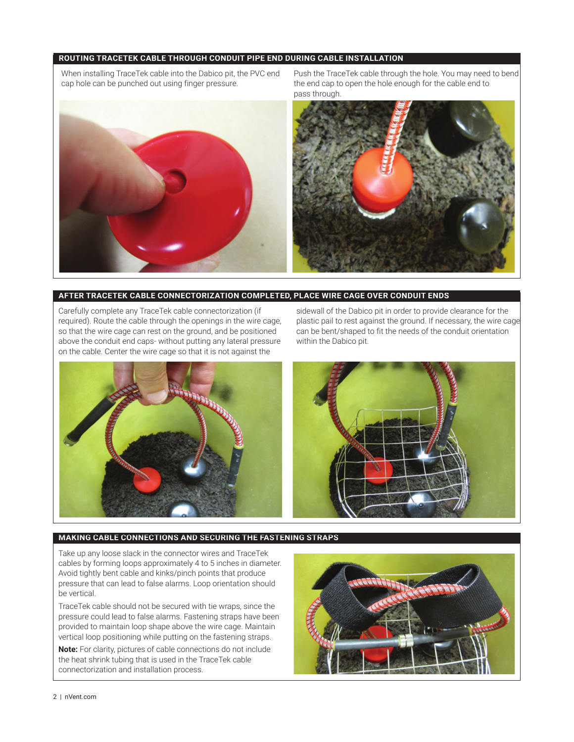## ROUTING TRACETEK CABLE THROUGH CONDUIT PIPE END DURING CABLE INSTALLATION

When installing TraceTek cable into the Dabico pit, the PVC end cap hole can be punched out using finger pressure.

Push the TraceTek cable through the hole. You may need to bend the end cap to open the hole enough for the cable end to pass through.

## AFTER TRACETEK CABLE CONNECTORIZATION COMPLETED, PLACE WIRE CAGE OVER CONDUIT ENDS

Carefully complete any TraceTek cable connectorization (if required). Route the cable through the openings in the wire cage, so that the wire cage can rest on the ground, and be positioned above the conduit end caps- without putting any lateral pressure on the cable. Center the wire cage so that it is not against the sidewall of the Dabico pit in order to provide clearance for the plastic pail to rest against the ground. If necessary, the wire cage can be bent/shaped to fit the needs of the conduit orientation within the Dabico pit.

## MAKING CABLE CONNECTIONS AND SECURING THE FASTENING STRAPS

Take up any loose slack in the connector wires and TraceTek cables by forming loops approximately 4 to 5 inches in diameter. Avoid tightly bent cable and kinks/pinch points that produce pressure that can lead to false alarms. Loop orientation should be vertical.

TraceTek cable should not be secured with tie wraps, since the pressure could lead to false alarms. Fastening straps have been provided to maintain loop shape above the wire cage. Maintain vertical loop positioning while putting on the fastening straps.

**Note:** For clarity, pictures of cable connections do not include the heat shrink tubing that is used in the TraceTek cable connectorization and installation process.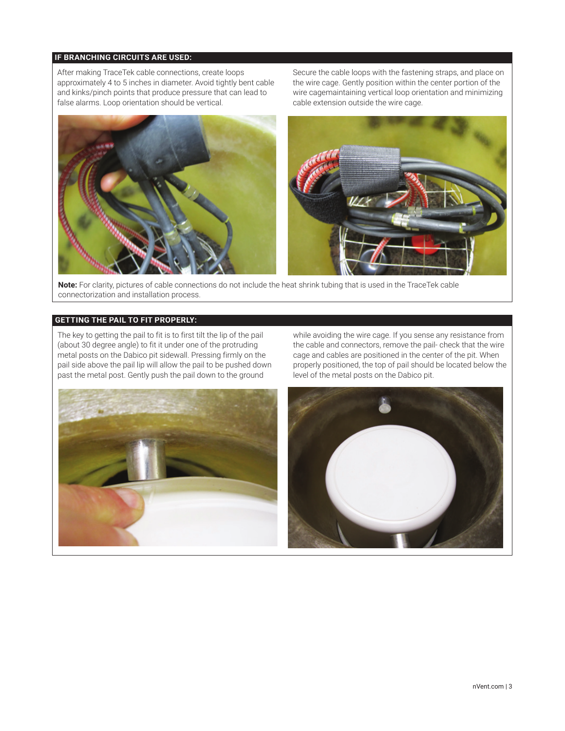## IF BRANCHING CIRCUITS ARE USED:

After making TraceTek cable connections, create loops approximately 4 to 5 inches in diameter. Avoid tightly bent cable and kinks/pinch points that produce pressure that can lead to false alarms. Loop orientation should be vertical.

Secure the cable loops with the fastening straps, and place on the wire cage. Gently position within the center portion of the wire cagemaintaining vertical loop orientation and minimizing cable extension outside the wire cage.

**Note:** For clarity, pictures of cable connections do not include the heat shrink tubing that is used in the TraceTek cable connectorization and installation process.

## GETTING THE PAIL TO FIT PROPERLY:

The key to getting the pail to fit is to first tilt the lip of the pail (about 30 degree angle) to fit it under one of the protruding metal posts on the Dabico pit sidewall. Pressing firmly on the pail side above the pail lip will allow the pail to be pushed down past the metal post. Gently push the pail down to the ground while avoiding the wire cage. If you sense any resistance from the cable and connectors, remove the pail- check that the wire cage and cables are positioned in the center of the pit. When properly positioned, the top of pail should be located below the level of the metal posts on the Dabico pit.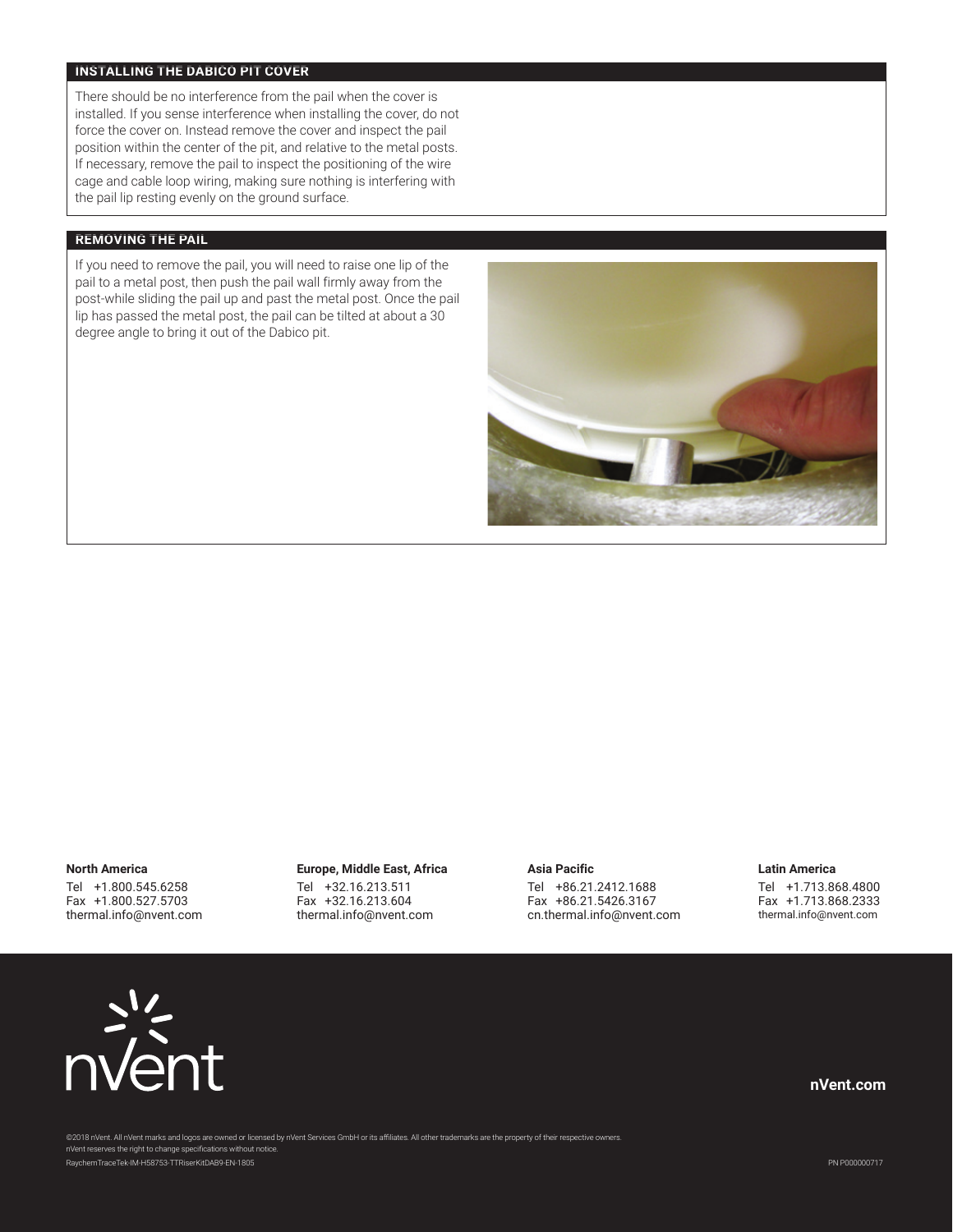## INSTALLING THE DABICO PIT COVER

There should be no interference from the pail when the cover is installed. If you sense interference when installing the cover, do not force the cover on. Instead remove the cover and inspect the pail position within the center of the pit, and relative to the metal posts. If necessary, remove the pail to inspect the positioning of the wire cage and cable loop wiring, making sure nothing is interfering with the pail lip resting evenly on the ground surface.

## REMOVING THE PAIL

If you need to remove the pail, you will need to raise one lip of the pail to a metal post, then push the pail wall firmly away from the post-while sliding the pail up and past the metal post. Once the pail lip has passed the metal post, the pail can be tilted at about a 30 degree angle to bring it out of the Dabico pit.

**North America**
Tel +1.800.545.6258
Fax +1.800.527.5703
thermal.info@nvent.com

**Europe, Middle East, Africa**
Tel +32.16.213.511
Fax +32.16.213.604
thermal.info@nvent.com

**Asia Pacific**
Tel +86.21.2412.1688
Fax +86.21.5426.3167
cn.thermal.info@nvent.com

**Latin America**
Tel +1.713.868.4800
Fax +1.713.868.2333
thermal.info@nvent.com

nVent

**nVent.com**

©2018 nVent. All nVent marks and logos are owned or licensed by nVent Services GmbH or its affiliates. All other trademarks are the property of their respective owners.
nVent reserves the right to change specifications without notice.

RaychemTraceTek-IM-H58753-TTRiserKitDAB9-EN-1805

PN P000000717